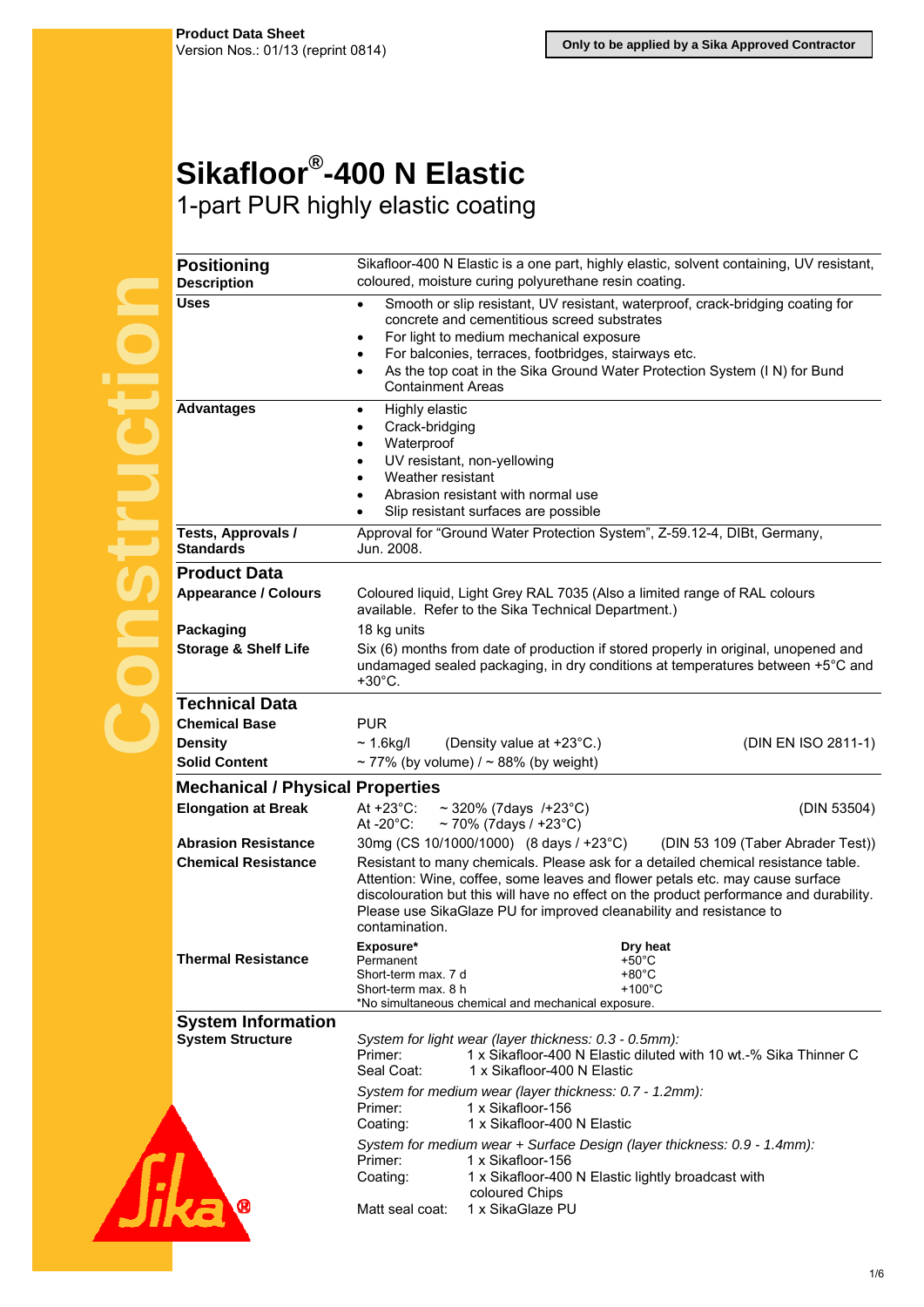**Product Data Sheet**
Version Nos.: 01/13 (reprint 0814)

**Only to be applied by a Sika Approved Contractor**

# Sikafloor®-400 N Elastic

## 1-part PUR highly elastic coating

## Positioning

**Description**

Sikafloor-400 N Elastic is a one part, highly elastic, solvent containing, UV resistant, coloured, moisture curing polyurethane resin coating.

**Uses**

- Smooth or slip resistant, UV resistant, waterproof, crack-bridging coating for concrete and cementitious screed substrates
- For light to medium mechanical exposure
- For balconies, terraces, footbridges, stairways etc.
- As the top coat in the Sika Ground Water Protection System (I N) for Bund Containment Areas

**Advantages**

- Highly elastic
- Crack-bridging
- Waterproof
- UV resistant, non-yellowing
- Weather resistant
- Abrasion resistant with normal use
- Slip resistant surfaces are possible

**Tests, Approvals / Standards**

Approval for "Ground Water Protection System", Z-59.12-4, DIBt, Germany, Jun. 2008.

## Product Data

**Appearance / Colours**

Coloured liquid, Light Grey RAL 7035 (Also a limited range of RAL colours available. Refer to the Sika Technical Department.)

**Packaging**

18 kg units

**Storage & Shelf Life**

Six (6) months from date of production if stored properly in original, unopened and undamaged sealed packaging, in dry conditions at temperatures between +5°C and +30°C.

## Technical Data

**Chemical Base**

PUR

**Density**

~ 1.6kg/l (Density value at +23°C.) (DIN EN ISO 2811-1)

**Solid Content**

~ 77% (by volume) / ~ 88% (by weight)

## Mechanical / Physical Properties

**Elongation at Break**

At +23°C: ~ 320% (7days /+23°C) (DIN 53504)
At -20°C: ~ 70% (7days / +23°C)

**Abrasion Resistance**

30mg (CS 10/1000/1000) (8 days / +23°C) (DIN 53 109 (Taber Abrader Test))

**Chemical Resistance**

Resistant to many chemicals. Please ask for a detailed chemical resistance table. Attention: Wine, coffee, some leaves and flower petals etc. may cause surface discolouration but this will have no effect on the product performance and durability. Please use SikaGlaze PU for improved cleanability and resistance to contamination.

**Thermal Resistance**

| Exposure* | Dry heat |
|---|---|
| Permanent | +50°C |
| Short-term max. 7 d | +80°C |
| Short-term max. 8 h | +100°C |

*No simultaneous chemical and mechanical exposure.

## System Information

**System Structure**

*System for light wear (layer thickness: 0.3 - 0.5mm):*
Primer: 1 x Sikafloor-400 N Elastic diluted with 10 wt.-% Sika Thinner C
Seal Coat: 1 x Sikafloor-400 N Elastic

*System for medium wear (layer thickness: 0.7 - 1.2mm):*
Primer: 1 x Sikafloor-156
Coating: 1 x Sikafloor-400 N Elastic

*System for medium wear + Surface Design (layer thickness: 0.9 - 1.4mm):*
Primer: 1 x Sikafloor-156
Coating: 1 x Sikafloor-400 N Elastic lightly broadcast with coloured Chips
Matt seal coat: 1 x SikaGlaze PU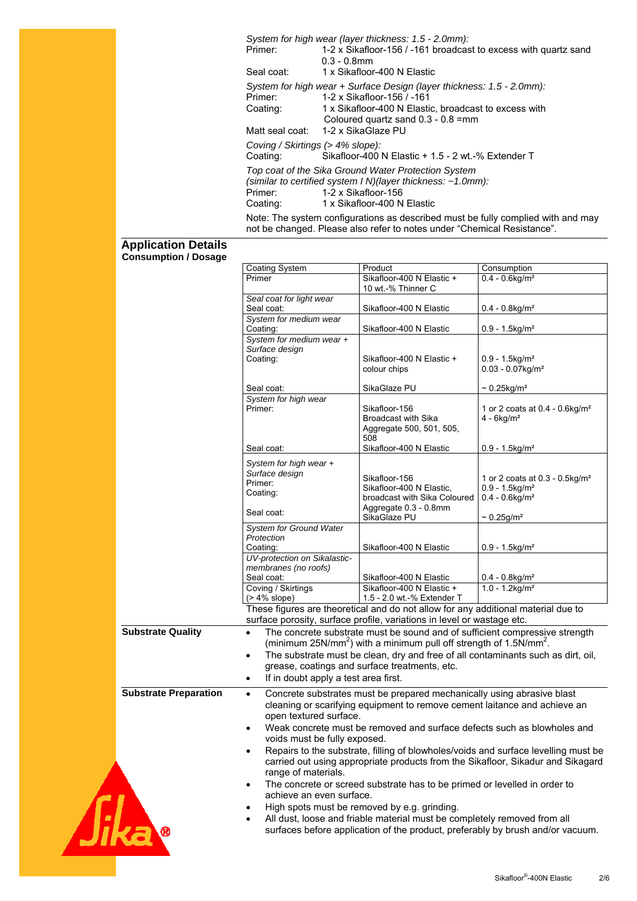*System for high wear (layer thickness: 1.5 - 2.0mm):*

Primer: 1-2 x Sikafloor-156 / -161 broadcast to excess with quartz sand 0.3 - 0.8mm

Seal coat: 1 x Sikafloor-400 N Elastic

*System for high wear + Surface Design (layer thickness: 1.5 - 2.0mm):*

Primer: 1-2 x Sikafloor-156 / -161

Coating: 1 x Sikafloor-400 N Elastic, broadcast to excess with Coloured quartz sand 0.3 - 0.8 =mm

Matt seal coat: 1-2 x SikaGlaze PU

*Coving / Skirtings (> 4% slope):*

Coating: Sikafloor-400 N Elastic + 1.5 - 2 wt.-% Extender T

*Top coat of the Sika Ground Water Protection System (similar to certified system I N)(layer thickness: ~1.0mm):*

Primer: 1-2 x Sikafloor-156

Coating: 1 x Sikafloor-400 N Elastic

Note: The system configurations as described must be fully complied with and may not be changed. Please also refer to notes under "Chemical Resistance".

## Application Details

### Consumption / Dosage

| Coating System | Product | Consumption |
|---|---|---|
| Primer | Sikafloor-400 N Elastic + 10 wt.-% Thinner C | 0.4 - 0.6kg/m² |
| *Seal coat for light wear*<br>Seal coat: | Sikafloor-400 N Elastic | 0.4 - 0.8kg/m² |
| *System for medium wear*<br>Coating: | Sikafloor-400 N Elastic | 0.9 - 1.5kg/m² |
| *System for medium wear + Surface design*<br>Coating:<br>Seal coat: | Sikafloor-400 N Elastic + colour chips<br>SikaGlaze PU | 0.9 - 1.5kg/m²<br>0.03 - 0.07kg/m²<br>~ 0.25kg/m² |
| *System for high wear*<br>Primer:<br>Seal coat: | Sikafloor-156 Broadcast with Sika Aggregate 500, 501, 505, 508<br>Sikafloor-400 N Elastic | 1 or 2 coats at 0.4 - 0.6kg/m²<br>4 - 6kg/m²<br>0.9 - 1.5kg/m² |
| *System for high wear + Surface design*<br>Primer:<br>Coating:<br>Seal coat: | Sikafloor-156<br>Sikafloor-400 N Elastic, broadcast with Sika Coloured Aggregate 0.3 - 0.8mm<br>SikaGlaze PU | 1 or 2 coats at 0.3 - 0.5kg/m²<br>0.9 - 1.5kg/m²<br>0.4 - 0.6kg/m²<br>~ 0.25g/m² |
| *System for Ground Water Protection*<br>Coating: | Sikafloor-400 N Elastic | 0.9 - 1.5kg/m² |
| *UV-protection on Sikalastic-membranes (no roofs)*<br>Seal coat: | Sikafloor-400 N Elastic | 0.4 - 0.8kg/m² |
| Coving / Skirtings (> 4% slope) | Sikafloor-400 N Elastic + 1.5 - 2.0 wt.-% Extender T | 1.0 - 1.2kg/m² |

These figures are theoretical and do not allow for any additional material due to surface porosity, surface profile, variations in level or wastage etc.

### Substrate Quality

- The concrete substrate must be sound and of sufficient compressive strength (minimum 25N/mm$^2$) with a minimum pull off strength of 1.5N/mm$^2$.
- The substrate must be clean, dry and free of all contaminants such as dirt, oil, grease, coatings and surface treatments, etc.
- If in doubt apply a test area first.

### Substrate Preparation

- Concrete substrates must be prepared mechanically using abrasive blast cleaning or scarifying equipment to remove cement laitance and achieve an open textured surface.
- Weak concrete must be removed and surface defects such as blowholes and voids must be fully exposed.
- Repairs to the substrate, filling of blowholes/voids and surface levelling must be carried out using appropriate products from the Sikafloor, Sikadur and Sikagard range of materials.
- The concrete or screed substrate has to be primed or levelled in order to achieve an even surface.
- High spots must be removed by e.g. grinding.
- All dust, loose and friable material must be completely removed from all surfaces before application of the product, preferably by brush and/or vacuum.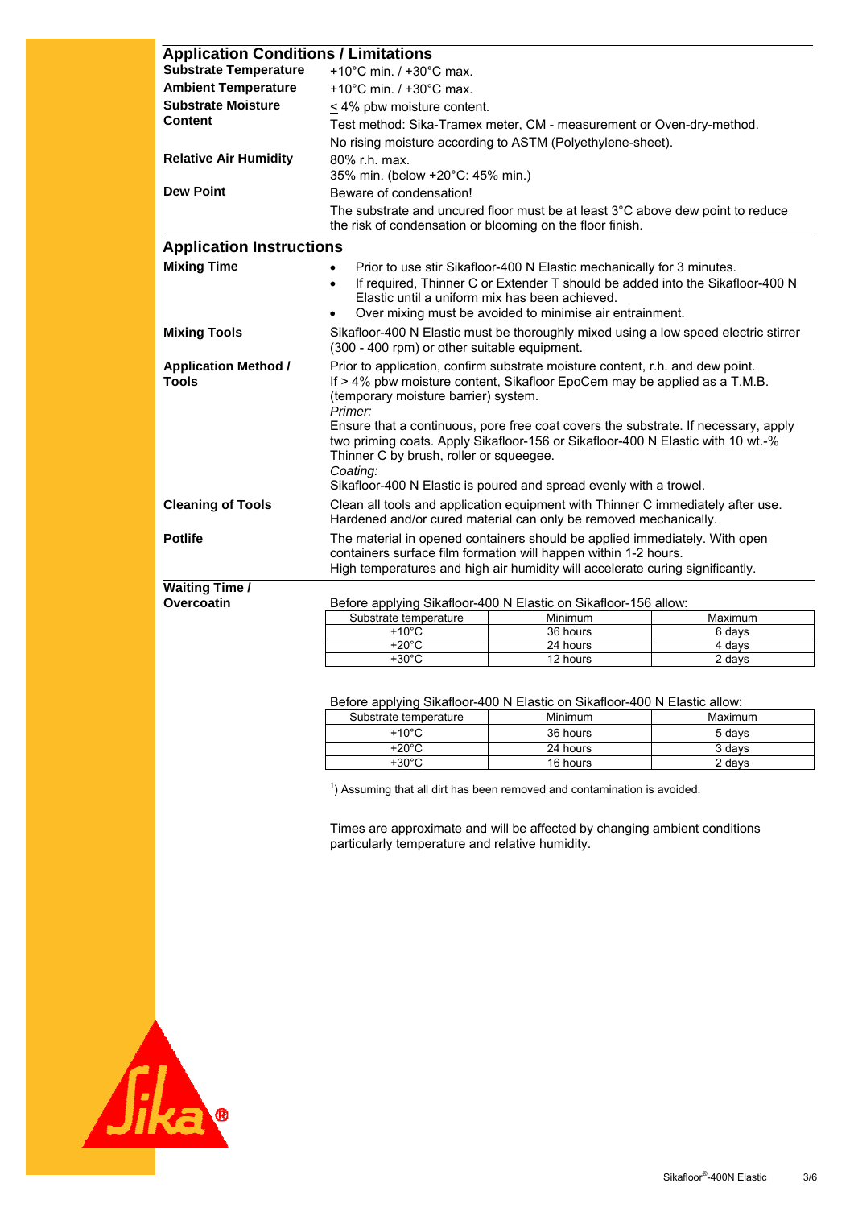## Application Conditions / Limitations

**Substrate Temperature**
+10°C min. / +30°C max.

**Ambient Temperature**
+10°C min. / +30°C max.

**Substrate Moisture Content**
≤ 4% pbw moisture content.
Test method: Sika-Tramex meter, CM - measurement or Oven-dry-method.
No rising moisture according to ASTM (Polyethylene-sheet).

**Relative Air Humidity**
80% r.h. max.
35% min. (below +20°C: 45% min.)

**Dew Point**
Beware of condensation!
The substrate and uncured floor must be at least 3°C above dew point to reduce the risk of condensation or blooming on the floor finish.

## Application Instructions

**Mixing Time**

- Prior to use stir Sikafloor-400 N Elastic mechanically for 3 minutes.
- If required, Thinner C or Extender T should be added into the Sikafloor-400 N Elastic until a uniform mix has been achieved.
- Over mixing must be avoided to minimise air entrainment.

**Mixing Tools**
Sikafloor-400 N Elastic must be thoroughly mixed using a low speed electric stirrer (300 - 400 rpm) or other suitable equipment.

**Application Method / Tools**
Prior to application, confirm substrate moisture content, r.h. and dew point.
If > 4% pbw moisture content, Sikafloor EpoCem may be applied as a T.M.B. (temporary moisture barrier) system.
*Primer:*
Ensure that a continuous, pore free coat covers the substrate. If necessary, apply two priming coats. Apply Sikafloor-156 or Sikafloor-400 N Elastic with 10 wt.-% Thinner C by brush, roller or squeegee.
*Coating:*
Sikafloor-400 N Elastic is poured and spread evenly with a trowel.

**Cleaning of Tools**
Clean all tools and application equipment with Thinner C immediately after use. Hardened and/or cured material can only be removed mechanically.

**Potlife**
The material in opened containers should be applied immediately. With open containers surface film formation will happen within 1-2 hours.
High temperatures and high air humidity will accelerate curing significantly.

**Waiting Time / Overcoatin**

Before applying Sikafloor-400 N Elastic on Sikafloor-156 allow:

| Substrate temperature | Minimum | Maximum |
|---|---|---|
| +10°C | 36 hours | 6 days |
| +20°C | 24 hours | 4 days |
| +30°C | 12 hours | 2 days |

Before applying Sikafloor-400 N Elastic on Sikafloor-400 N Elastic allow:

| Substrate temperature | Minimum | Maximum |
|---|---|---|
| +10°C | 36 hours | 5 days |
| +20°C | 24 hours | 3 days |
| +30°C | 16 hours | 2 days |

[1]) Assuming that all dirt has been removed and contamination is avoided.

Times are approximate and will be affected by changing ambient conditions particularly temperature and relative humidity.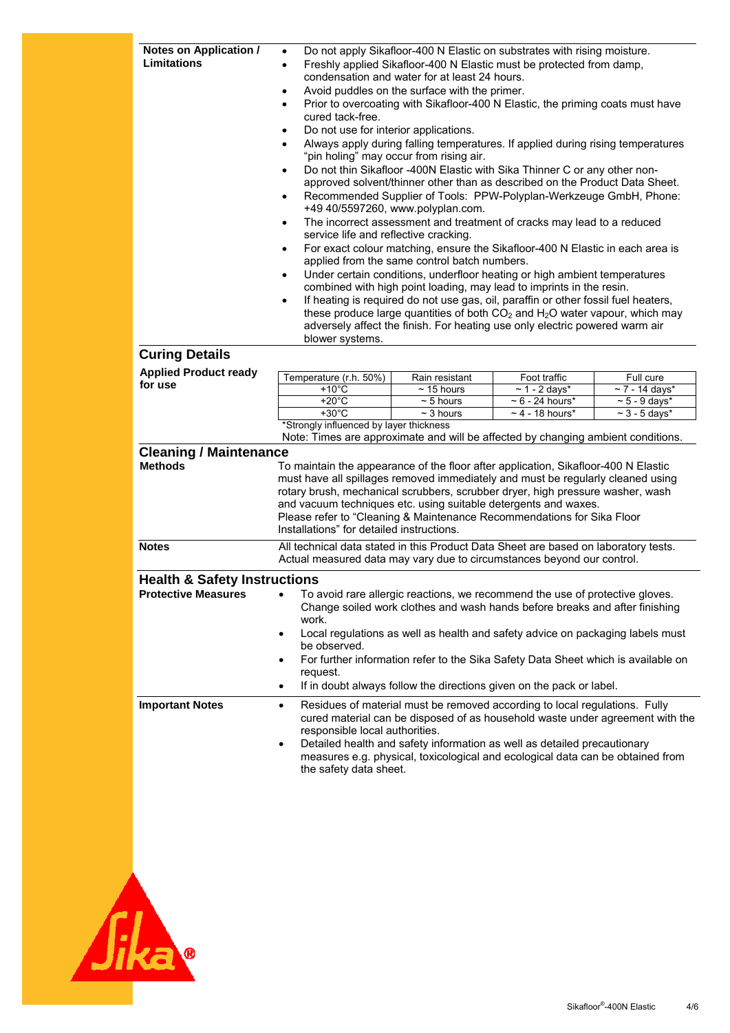**Notes on Application / Limitations**

- Do not apply Sikafloor-400 N Elastic on substrates with rising moisture.
- Freshly applied Sikafloor-400 N Elastic must be protected from damp, condensation and water for at least 24 hours.
- Avoid puddles on the surface with the primer.
- Prior to overcoating with Sikafloor-400 N Elastic, the priming coats must have cured tack-free.
- Do not use for interior applications.
- Always apply during falling temperatures. If applied during rising temperatures "pin holing" may occur from rising air.
- Do not thin Sikafloor -400N Elastic with Sika Thinner C or any other non-approved solvent/thinner other than as described on the Product Data Sheet.
- Recommended Supplier of Tools: PPW-Polyplan-Werkzeuge GmbH, Phone: +49 40/5597260, www.polyplan.com.
- The incorrect assessment and treatment of cracks may lead to a reduced service life and reflective cracking.
- For exact colour matching, ensure the Sikafloor-400 N Elastic in each area is applied from the same control batch numbers.
- Under certain conditions, underfloor heating or high ambient temperatures combined with high point loading, may lead to imprints in the resin.
- If heating is required do not use gas, oil, paraffin or other fossil fuel heaters, these produce large quantities of both $CO_2$ and $H_2O$ water vapour, which may adversely affect the finish. For heating use only electric powered warm air blower systems.

## Curing Details

**Applied Product ready for use**

| Temperature (r.h. 50%) | Rain resistant | Foot traffic | Full cure |
|---|---|---|---|
| +10°C | ~ 15 hours | ~ 1 - 2 days* | ~ 7 - 14 days* |
| +20°C | ~ 5 hours | ~ 6 - 24 hours* | ~ 5 - 9 days* |
| +30°C | ~ 3 hours | ~ 4 - 18 hours* | ~ 3 - 5 days* |

*Strongly influenced by layer thickness

Note: Times are approximate and will be affected by changing ambient conditions.

## Cleaning / Maintenance

**Methods**

To maintain the appearance of the floor after application, Sikafloor-400 N Elastic must have all spillages removed immediately and must be regularly cleaned using rotary brush, mechanical scrubbers, scrubber dryer, high pressure washer, wash and vacuum techniques etc. using suitable detergents and waxes.
Please refer to "Cleaning & Maintenance Recommendations for Sika Floor Installations" for detailed instructions.

**Notes**

All technical data stated in this Product Data Sheet are based on laboratory tests. Actual measured data may vary due to circumstances beyond our control.

## Health & Safety Instructions

**Protective Measures**

- To avoid rare allergic reactions, we recommend the use of protective gloves. Change soiled work clothes and wash hands before breaks and after finishing work.
- Local regulations as well as health and safety advice on packaging labels must be observed.
- For further information refer to the Sika Safety Data Sheet which is available on request.
- If in doubt always follow the directions given on the pack or label.

**Important Notes**

- Residues of material must be removed according to local regulations. Fully cured material can be disposed of as household waste under agreement with the responsible local authorities.
- Detailed health and safety information as well as detailed precautionary measures e.g. physical, toxicological and ecological data can be obtained from the safety data sheet.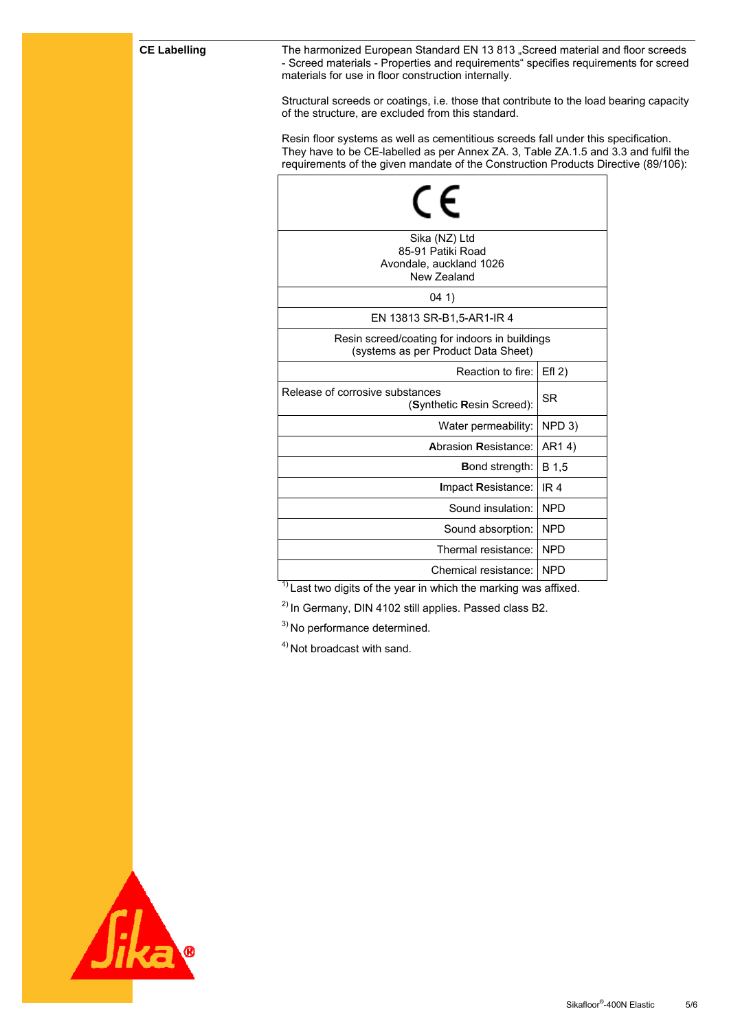**CE Labelling**

The harmonized European Standard EN 13 813 „Screed material and floor screeds - Screed materials - Properties and requirements" specifies requirements for screed materials for use in floor construction internally.

Structural screeds or coatings, i.e. those that contribute to the load bearing capacity of the structure, are excluded from this standard.

Resin floor systems as well as cementitious screeds fall under this specification. They have to be CE-labelled as per Annex ZA. 3, Table ZA.1.5 and 3.3 and fulfil the requirements of the given mandate of the Construction Products Directive (89/106):

| CE | |
|---|---|
| Sika (NZ) Ltd<br>85-91 Patiki Road<br>Avondale, auckland 1026<br>New Zealand | |
| 04 1) | |
| EN 13813 SR-B1,5-AR1-IR 4 | |
| Resin screed/coating for indoors in buildings<br>(systems as per Product Data Sheet) | |
| Reaction to fire: | Efl 2) |
| Release of corrosive substances (**S**ynthetic **R**esin Screed): | SR |
| Water permeability: | NPD 3) |
| **A**brasion **R**esistance: | AR1 4) |
| **B**ond strength: | B 1,5 |
| **I**mpact **R**esistance: | IR 4 |
| Sound insulation: | NPD |
| Sound absorption: | NPD |
| Thermal resistance: | NPD |
| Chemical resistance: | NPD |

[1] Last two digits of the year in which the marking was affixed.

[2] In Germany, DIN 4102 still applies. Passed class B2.

[3] No performance determined.

[4] Not broadcast with sand.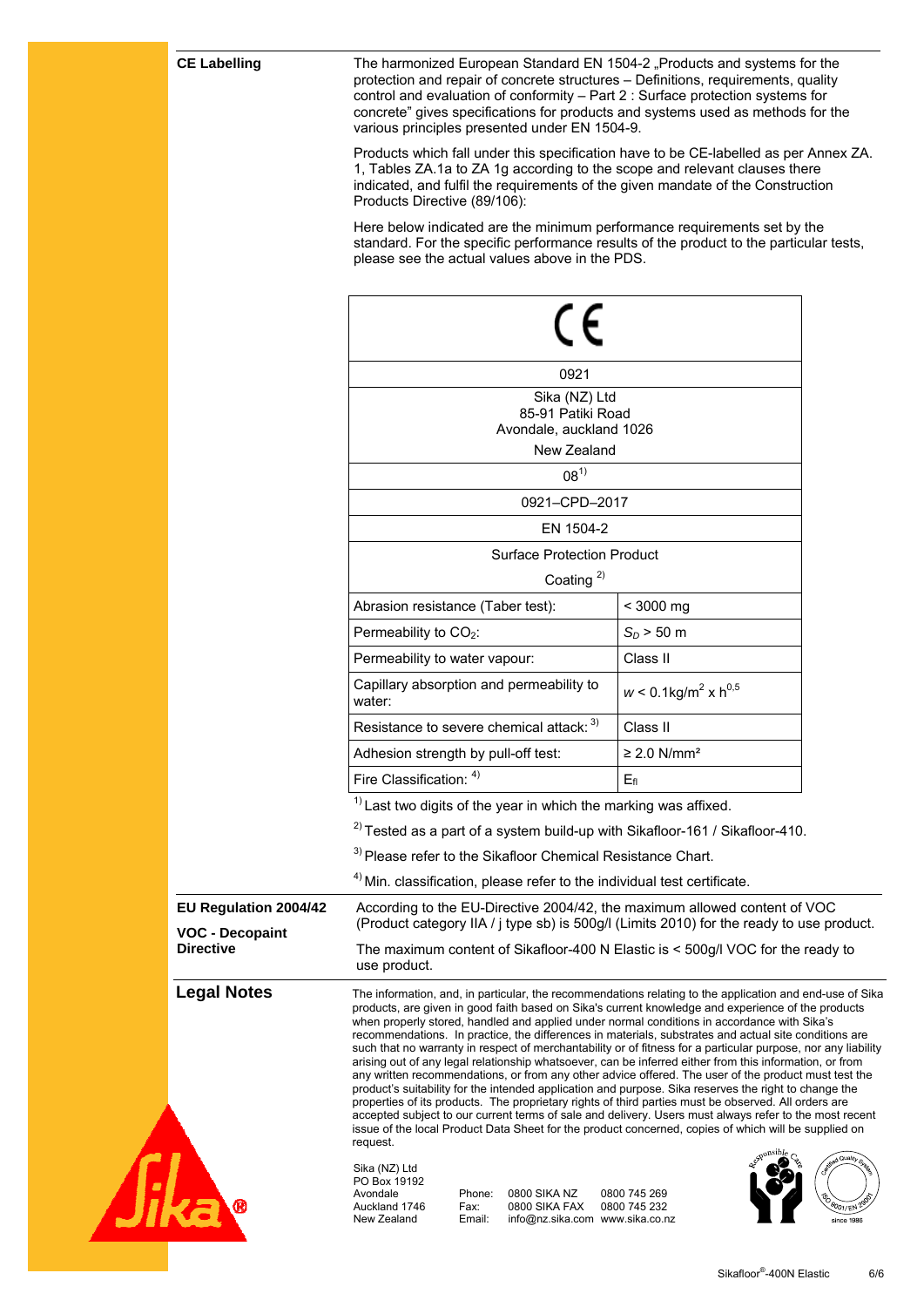**CE Labelling**

The harmonized European Standard EN 1504-2 „Products and systems for the protection and repair of concrete structures – Definitions, requirements, quality control and evaluation of conformity – Part 2 : Surface protection systems for concrete" gives specifications for products and systems used as methods for the various principles presented under EN 1504-9.

Products which fall under this specification have to be CE-labelled as per Annex ZA. 1, Tables ZA.1a to ZA 1g according to the scope and relevant clauses there indicated, and fulfil the requirements of the given mandate of the Construction Products Directive (89/106):

Here below indicated are the minimum performance requirements set by the standard. For the specific performance results of the product to the particular tests, please see the actual values above in the PDS.

| | |
|---|---|
| CE | |
| 0921 | |
| Sika (NZ) Ltd<br>85-91 Patiki Road<br>Avondale, auckland 1026<br>New Zealand | |
| 08[1] | |
| 0921–CPD–2017 | |
| EN 1504-2 | |
| Surface Protection Product<br>Coating [2] | |
| Abrasion resistance (Taber test): | < 3000 mg |
| Permeability to $CO_2$: | $S_D$ > 50 m |
| Permeability to water vapour: | Class II |
| Capillary absorption and permeability to water: | $w < 0.1 kg/m^2 \times h^{0,5}$ |
| Resistance to severe chemical attack: [3] | Class II |
| Adhesion strength by pull-off test: | ≥ 2.0 N/mm² |
| Fire Classification: [4] | $E_{fl}$ |

[1] Last two digits of the year in which the marking was affixed.

[2] Tested as a part of a system build-up with Sikafloor-161 / Sikafloor-410.

[3] Please refer to the Sikafloor Chemical Resistance Chart.

[4] Min. classification, please refer to the individual test certificate.

**EU Regulation 2004/42**

**VOC - Decopaint Directive**

According to the EU-Directive 2004/42, the maximum allowed content of VOC (Product category IIA / j type sb) is 500g/l (Limits 2010) for the ready to use product.

The maximum content of Sikafloor-400 N Elastic is < 500g/l VOC for the ready to use product.

## Legal Notes

The information, and, in particular, the recommendations relating to the application and end-use of Sika products, are given in good faith based on Sika's current knowledge and experience of the products when properly stored, handled and applied under normal conditions in accordance with Sika's recommendations. In practice, the differences in materials, substrates and actual site conditions are such that no warranty in respect of merchantability or of fitness for a particular purpose, nor any liability arising out of any legal relationship whatsoever, can be inferred either from this information, or from any written recommendations, or from any other advice offered. The user of the product must test the product's suitability for the intended application and purpose. Sika reserves the right to change the properties of its products. The proprietary rights of third parties must be observed. All orders are accepted subject to our current terms of sale and delivery. Users must always refer to the most recent issue of the local Product Data Sheet for the product concerned, copies of which will be supplied on request.

Sika (NZ) Ltd
PO Box 19192
Avondale
Auckland 1746
New Zealand

Phone: 0800 SIKA NZ 0800 745 269
Fax: 0800 SIKA FAX 0800 745 232
Email: info@nz.sika.com www.sika.co.nz